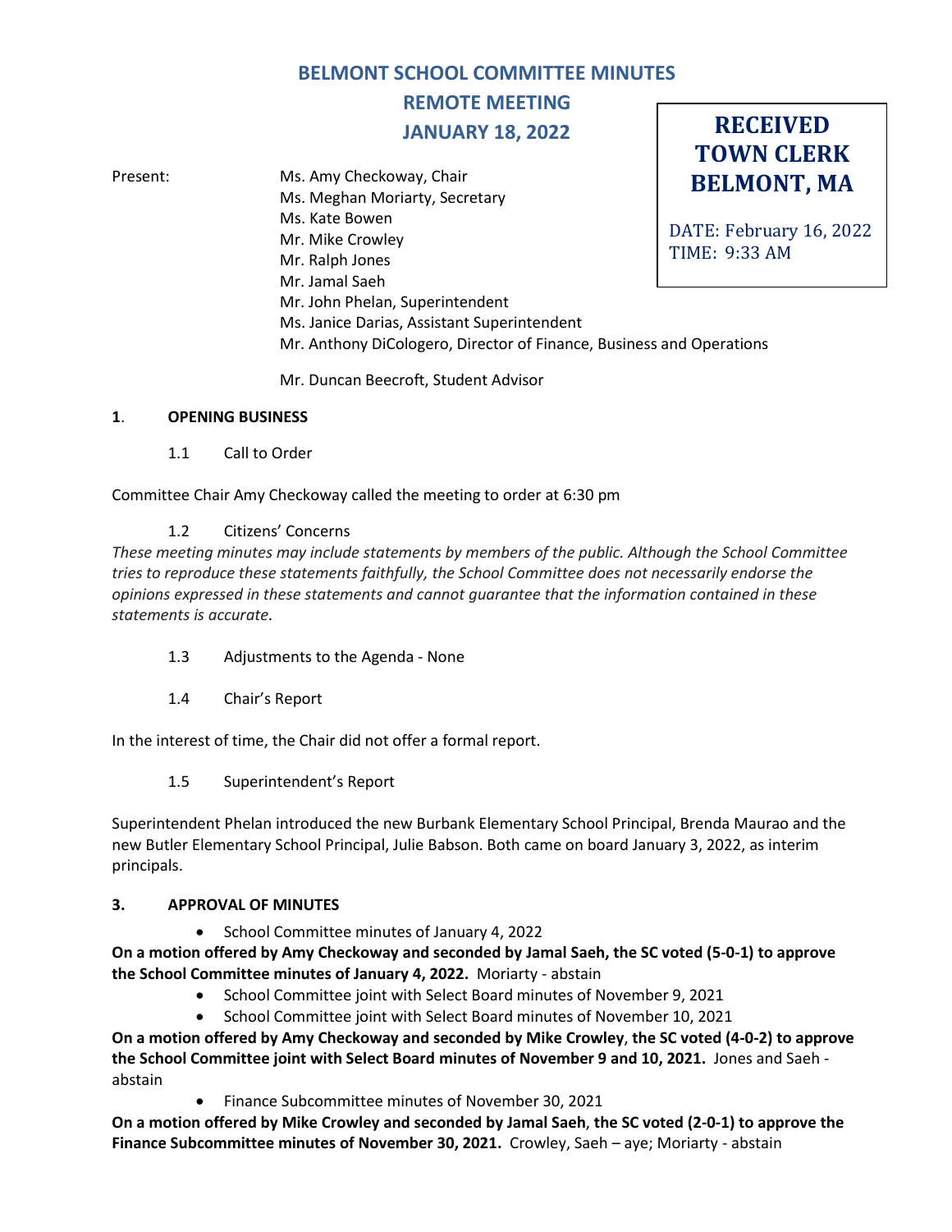# BELMONT SCHOOL COMMITTEE MINUTES

## REMOTE MEETING

## JANUARY 18, 2022

**RECEIVED**
**TOWN CLERK**
**BELMONT, MA**

DATE: February 16, 2022
TIME: 9:33 AM

Present: Ms. Amy Checkoway, Chair
Ms. Meghan Moriarty, Secretary
Ms. Kate Bowen
Mr. Mike Crowley
Mr. Ralph Jones
Mr. Jamal Saeh
Mr. John Phelan, Superintendent
Ms. Janice Darias, Assistant Superintendent
Mr. Anthony DiCologero, Director of Finance, Business and Operations

Mr. Duncan Beecroft, Student Advisor

**1. OPENING BUSINESS**

1.1 Call to Order

Committee Chair Amy Checkoway called the meeting to order at 6:30 pm

1.2 Citizens' Concerns

*These meeting minutes may include statements by members of the public. Although the School Committee tries to reproduce these statements faithfully, the School Committee does not necessarily endorse the opinions expressed in these statements and cannot guarantee that the information contained in these statements is accurate.*

1.3 Adjustments to the Agenda - None

1.4 Chair's Report

In the interest of time, the Chair did not offer a formal report.

1.5 Superintendent's Report

Superintendent Phelan introduced the new Burbank Elementary School Principal, Brenda Maurao and the new Butler Elementary School Principal, Julie Babson. Both came on board January 3, 2022, as interim principals.

**3. APPROVAL OF MINUTES**

- School Committee minutes of January 4, 2022

**On a motion offered by Amy Checkoway and seconded by Jamal Saeh, the SC voted (5-0-1) to approve the School Committee minutes of January 4, 2022.** Moriarty - abstain

- School Committee joint with Select Board minutes of November 9, 2021
- School Committee joint with Select Board minutes of November 10, 2021

**On a motion offered by Amy Checkoway and seconded by Mike Crowley, the SC voted (4-0-2) to approve the School Committee joint with Select Board minutes of November 9 and 10, 2021.** Jones and Saeh - abstain

- Finance Subcommittee minutes of November 30, 2021

**On a motion offered by Mike Crowley and seconded by Jamal Saeh, the SC voted (2-0-1) to approve the Finance Subcommittee minutes of November 30, 2021.** Crowley, Saeh – aye; Moriarty - abstain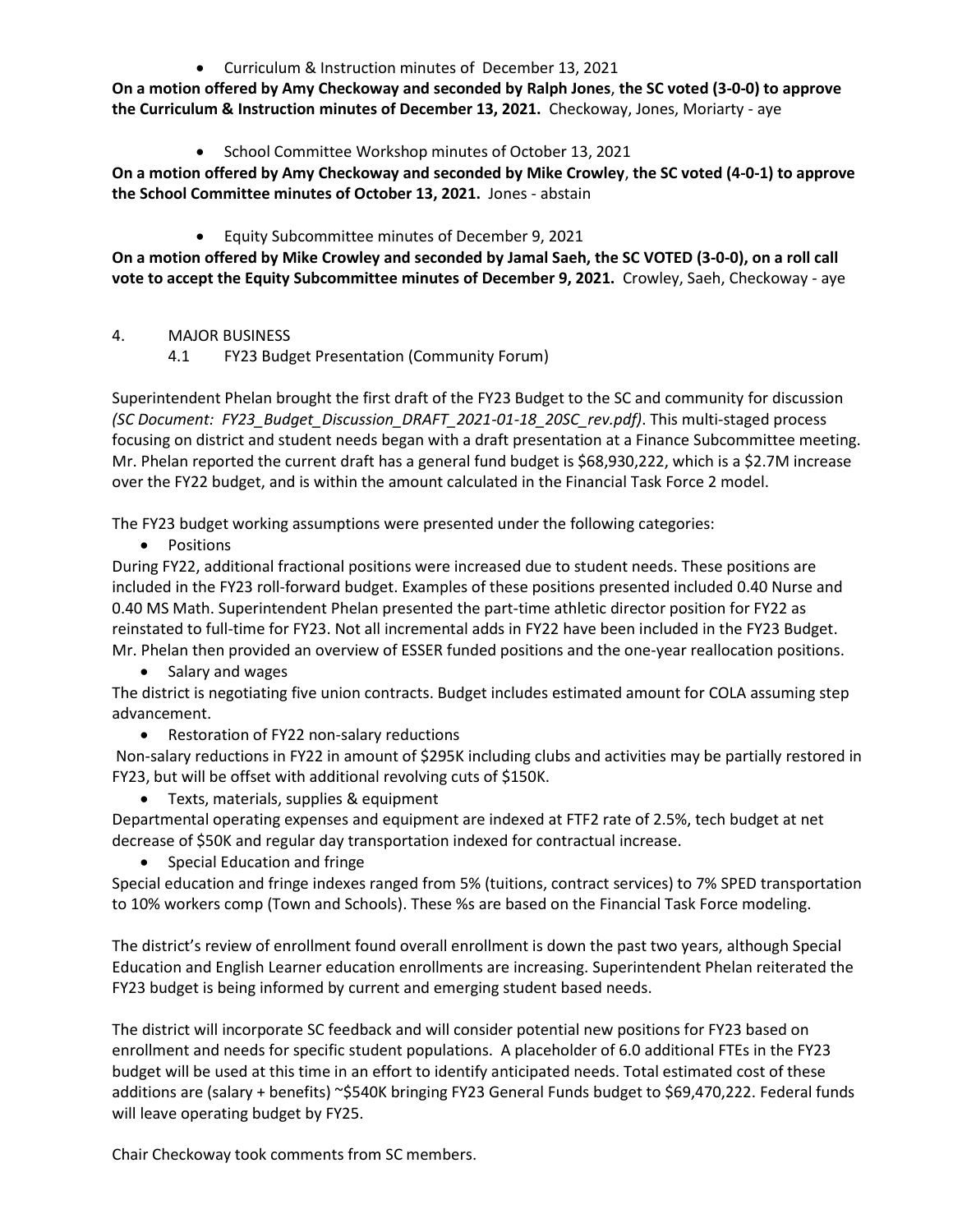- Curriculum & Instruction minutes of December 13, 2021

**On a motion offered by Amy Checkoway and seconded by Ralph Jones**, **the SC voted (3-0-0) to approve the Curriculum & Instruction minutes of December 13, 2021.** Checkoway, Jones, Moriarty - aye

- School Committee Workshop minutes of October 13, 2021

**On a motion offered by Amy Checkoway and seconded by Mike Crowley**, **the SC voted (4-0-1) to approve the School Committee minutes of October 13, 2021.** Jones - abstain

- Equity Subcommittee minutes of December 9, 2021

**On a motion offered by Mike Crowley and seconded by Jamal Saeh, the SC VOTED (3-0-0), on a roll call vote to accept the Equity Subcommittee minutes of December 9, 2021.** Crowley, Saeh, Checkoway - aye

4. MAJOR BUSINESS
   4.1 FY23 Budget Presentation (Community Forum)

Superintendent Phelan brought the first draft of the FY23 Budget to the SC and community for discussion *(SC Document: FY23_Budget_Discussion_DRAFT_2021-01-18_20SC_rev.pdf)*. This multi-staged process focusing on district and student needs began with a draft presentation at a Finance Subcommittee meeting. Mr. Phelan reported the current draft has a general fund budget is $68,930,222, which is a $2.7M increase over the FY22 budget, and is within the amount calculated in the Financial Task Force 2 model.

The FY23 budget working assumptions were presented under the following categories:

- Positions

During FY22, additional fractional positions were increased due to student needs. These positions are included in the FY23 roll-forward budget. Examples of these positions presented included 0.40 Nurse and 0.40 MS Math. Superintendent Phelan presented the part-time athletic director position for FY22 as reinstated to full-time for FY23. Not all incremental adds in FY22 have been included in the FY23 Budget. Mr. Phelan then provided an overview of ESSER funded positions and the one-year reallocation positions.

- Salary and wages

The district is negotiating five union contracts. Budget includes estimated amount for COLA assuming step advancement.

- Restoration of FY22 non-salary reductions

Non-salary reductions in FY22 in amount of $295K including clubs and activities may be partially restored in FY23, but will be offset with additional revolving cuts of $150K.

- Texts, materials, supplies & equipment

Departmental operating expenses and equipment are indexed at FTF2 rate of 2.5%, tech budget at net decrease of $50K and regular day transportation indexed for contractual increase.

- Special Education and fringe

Special education and fringe indexes ranged from 5% (tuitions, contract services) to 7% SPED transportation to 10% workers comp (Town and Schools). These %s are based on the Financial Task Force modeling.

The district's review of enrollment found overall enrollment is down the past two years, although Special Education and English Learner education enrollments are increasing. Superintendent Phelan reiterated the FY23 budget is being informed by current and emerging student based needs.

The district will incorporate SC feedback and will consider potential new positions for FY23 based on enrollment and needs for specific student populations. A placeholder of 6.0 additional FTEs in the FY23 budget will be used at this time in an effort to identify anticipated needs. Total estimated cost of these additions are (salary + benefits) ~$540K bringing FY23 General Funds budget to $69,470,222. Federal funds will leave operating budget by FY25.

Chair Checkoway took comments from SC members.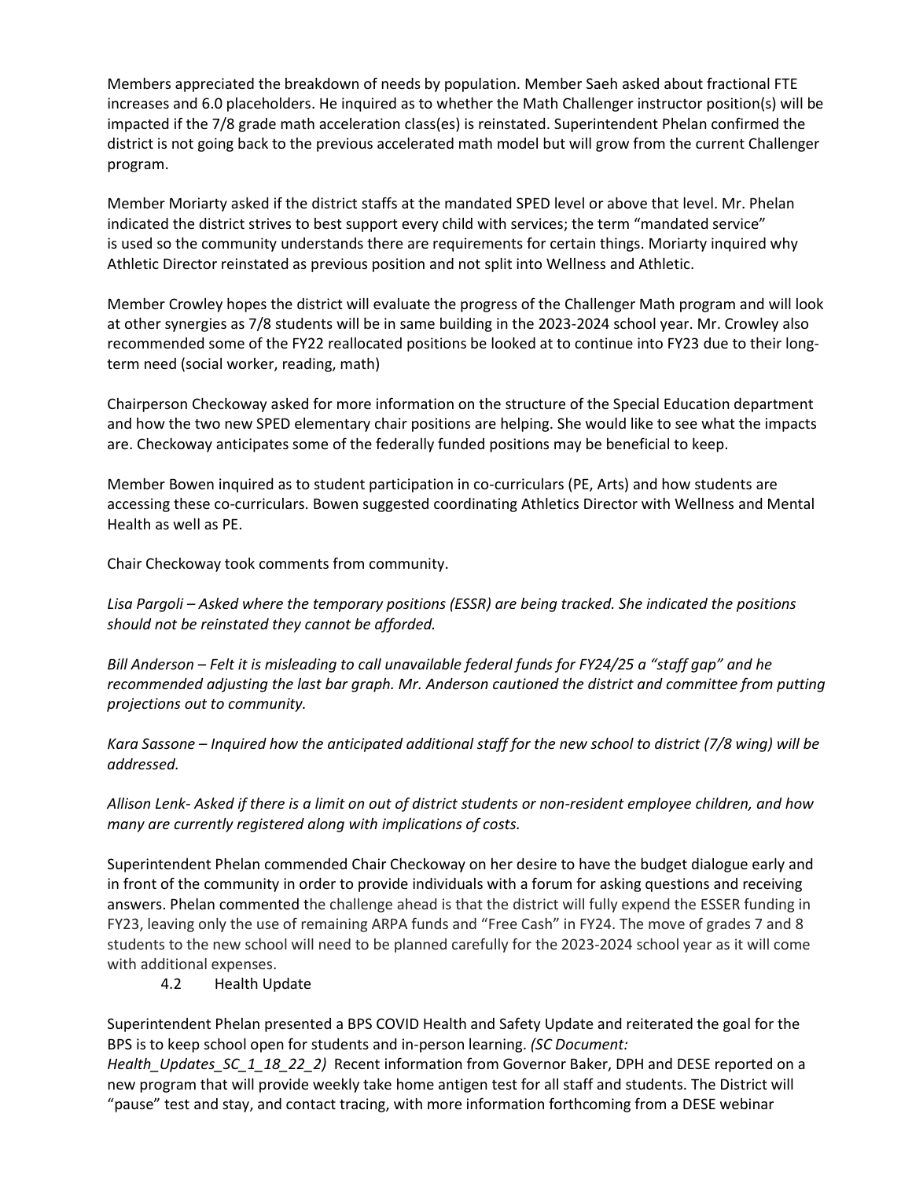Members appreciated the breakdown of needs by population. Member Saeh asked about fractional FTE increases and 6.0 placeholders. He inquired as to whether the Math Challenger instructor position(s) will be impacted if the 7/8 grade math acceleration class(es) is reinstated. Superintendent Phelan confirmed the district is not going back to the previous accelerated math model but will grow from the current Challenger program.

Member Moriarty asked if the district staffs at the mandated SPED level or above that level. Mr. Phelan indicated the district strives to best support every child with services; the term "mandated service" is used so the community understands there are requirements for certain things. Moriarty inquired why Athletic Director reinstated as previous position and not split into Wellness and Athletic.

Member Crowley hopes the district will evaluate the progress of the Challenger Math program and will look at other synergies as 7/8 students will be in same building in the 2023-2024 school year. Mr. Crowley also recommended some of the FY22 reallocated positions be looked at to continue into FY23 due to their long-term need (social worker, reading, math)

Chairperson Checkoway asked for more information on the structure of the Special Education department and how the two new SPED elementary chair positions are helping. She would like to see what the impacts are. Checkoway anticipates some of the federally funded positions may be beneficial to keep.

Member Bowen inquired as to student participation in co-curriculars (PE, Arts) and how students are accessing these co-curriculars. Bowen suggested coordinating Athletics Director with Wellness and Mental Health as well as PE.

Chair Checkoway took comments from community.

*Lisa Pargoli – Asked where the temporary positions (ESSR) are being tracked. She indicated the positions should not be reinstated they cannot be afforded.*

*Bill Anderson – Felt it is misleading to call unavailable federal funds for FY24/25 a "staff gap" and he recommended adjusting the last bar graph. Mr. Anderson cautioned the district and committee from putting projections out to community.*

*Kara Sassone – Inquired how the anticipated additional staff for the new school to district (7/8 wing) will be addressed.*

*Allison Lenk- Asked if there is a limit on out of district students or non-resident employee children, and how many are currently registered along with implications of costs.*

Superintendent Phelan commended Chair Checkoway on her desire to have the budget dialogue early and in front of the community in order to provide individuals with a forum for asking questions and receiving answers. Phelan commented the challenge ahead is that the district will fully expend the ESSER funding in FY23, leaving only the use of remaining ARPA funds and "Free Cash" in FY24. The move of grades 7 and 8 students to the new school will need to be planned carefully for the 2023-2024 school year as it will come with additional expenses.

4.2 Health Update

Superintendent Phelan presented a BPS COVID Health and Safety Update and reiterated the goal for the BPS is to keep school open for students and in-person learning. *(SC Document: Health_Updates_SC_1_18_22_2)* Recent information from Governor Baker, DPH and DESE reported on a new program that will provide weekly take home antigen test for all staff and students. The District will "pause" test and stay, and contact tracing, with more information forthcoming from a DESE webinar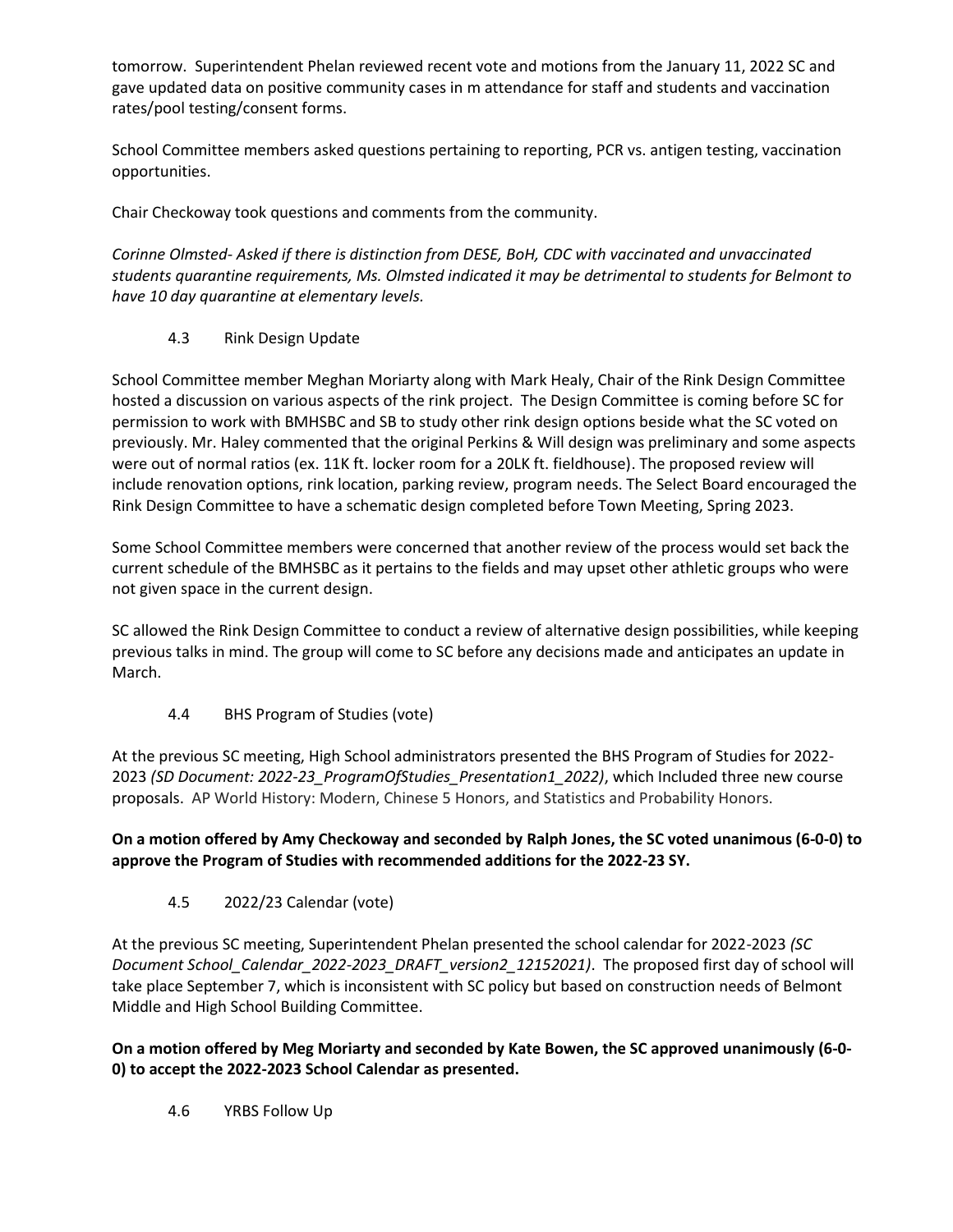tomorrow. Superintendent Phelan reviewed recent vote and motions from the January 11, 2022 SC and gave updated data on positive community cases in m attendance for staff and students and vaccination rates/pool testing/consent forms.

School Committee members asked questions pertaining to reporting, PCR vs. antigen testing, vaccination opportunities.

Chair Checkoway took questions and comments from the community.

*Corinne Olmsted- Asked if there is distinction from DESE, BoH, CDC with vaccinated and unvaccinated students quarantine requirements, Ms. Olmsted indicated it may be detrimental to students for Belmont to have 10 day quarantine at elementary levels.*

4.3 Rink Design Update

School Committee member Meghan Moriarty along with Mark Healy, Chair of the Rink Design Committee hosted a discussion on various aspects of the rink project. The Design Committee is coming before SC for permission to work with BMHSBC and SB to study other rink design options beside what the SC voted on previously. Mr. Haley commented that the original Perkins & Will design was preliminary and some aspects were out of normal ratios (ex. 11K ft. locker room for a 20LK ft. fieldhouse). The proposed review will include renovation options, rink location, parking review, program needs. The Select Board encouraged the Rink Design Committee to have a schematic design completed before Town Meeting, Spring 2023.

Some School Committee members were concerned that another review of the process would set back the current schedule of the BMHSBC as it pertains to the fields and may upset other athletic groups who were not given space in the current design.

SC allowed the Rink Design Committee to conduct a review of alternative design possibilities, while keeping previous talks in mind. The group will come to SC before any decisions made and anticipates an update in March.

4.4 BHS Program of Studies (vote)

At the previous SC meeting, High School administrators presented the BHS Program of Studies for 2022-2023 *(SD Document: 2022-23_ProgramOfStudies_Presentation1_2022)*, which Included three new course proposals. AP World History: Modern, Chinese 5 Honors, and Statistics and Probability Honors.

**On a motion offered by Amy Checkoway and seconded by Ralph Jones, the SC voted unanimous (6-0-0) to approve the Program of Studies with recommended additions for the 2022-23 SY.**

4.5 2022/23 Calendar (vote)

At the previous SC meeting, Superintendent Phelan presented the school calendar for 2022-2023 *(SC Document School_Calendar_2022-2023_DRAFT_version2_12152021)*. The proposed first day of school will take place September 7, which is inconsistent with SC policy but based on construction needs of Belmont Middle and High School Building Committee.

**On a motion offered by Meg Moriarty and seconded by Kate Bowen, the SC approved unanimously (6-0-0) to accept the 2022-2023 School Calendar as presented.**

4.6 YRBS Follow Up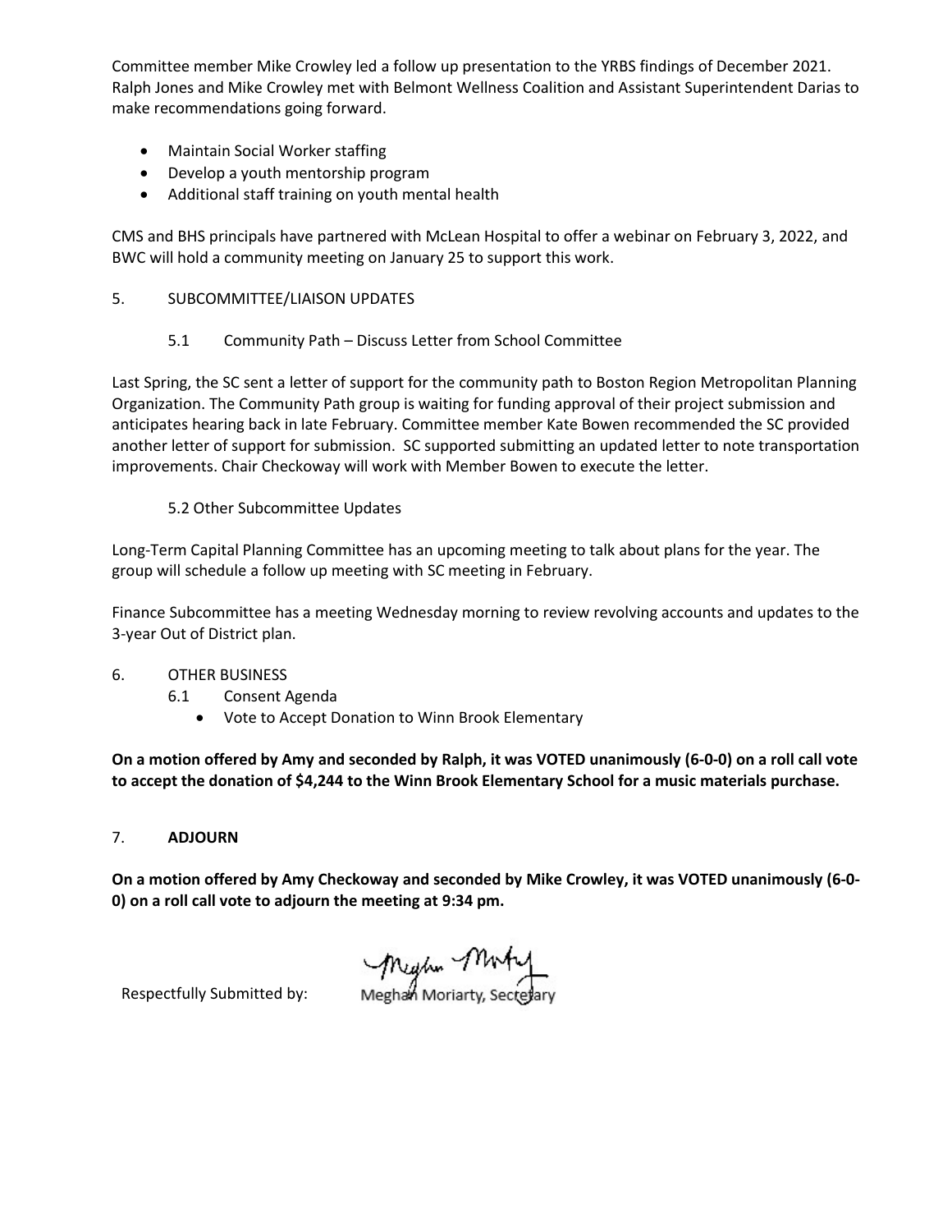Committee member Mike Crowley led a follow up presentation to the YRBS findings of December 2021. Ralph Jones and Mike Crowley met with Belmont Wellness Coalition and Assistant Superintendent Darias to make recommendations going forward.

- Maintain Social Worker staffing
- Develop a youth mentorship program
- Additional staff training on youth mental health

CMS and BHS principals have partnered with McLean Hospital to offer a webinar on February 3, 2022, and BWC will hold a community meeting on January 25 to support this work.

5. SUBCOMMITTEE/LIAISON UPDATES

   5.1 Community Path – Discuss Letter from School Committee

Last Spring, the SC sent a letter of support for the community path to Boston Region Metropolitan Planning Organization. The Community Path group is waiting for funding approval of their project submission and anticipates hearing back in late February. Committee member Kate Bowen recommended the SC provided another letter of support for submission. SC supported submitting an updated letter to note transportation improvements. Chair Checkoway will work with Member Bowen to execute the letter.

   5.2 Other Subcommittee Updates

Long-Term Capital Planning Committee has an upcoming meeting to talk about plans for the year. The group will schedule a follow up meeting with SC meeting in February.

Finance Subcommittee has a meeting Wednesday morning to review revolving accounts and updates to the 3-year Out of District plan.

6. OTHER BUSINESS
   6.1 Consent Agenda
      - Vote to Accept Donation to Winn Brook Elementary

**On a motion offered by Amy and seconded by Ralph, it was VOTED unanimously (6-0-0) on a roll call vote to accept the donation of $4,244 to the Winn Brook Elementary School for a music materials purchase.**

7. **ADJOURN**

**On a motion offered by Amy Checkoway and seconded by Mike Crowley, it was VOTED unanimously (6-0-0) on a roll call vote to adjourn the meeting at 9:34 pm.**

Respectfully Submitted by: Meghan Moriarty, Secretary